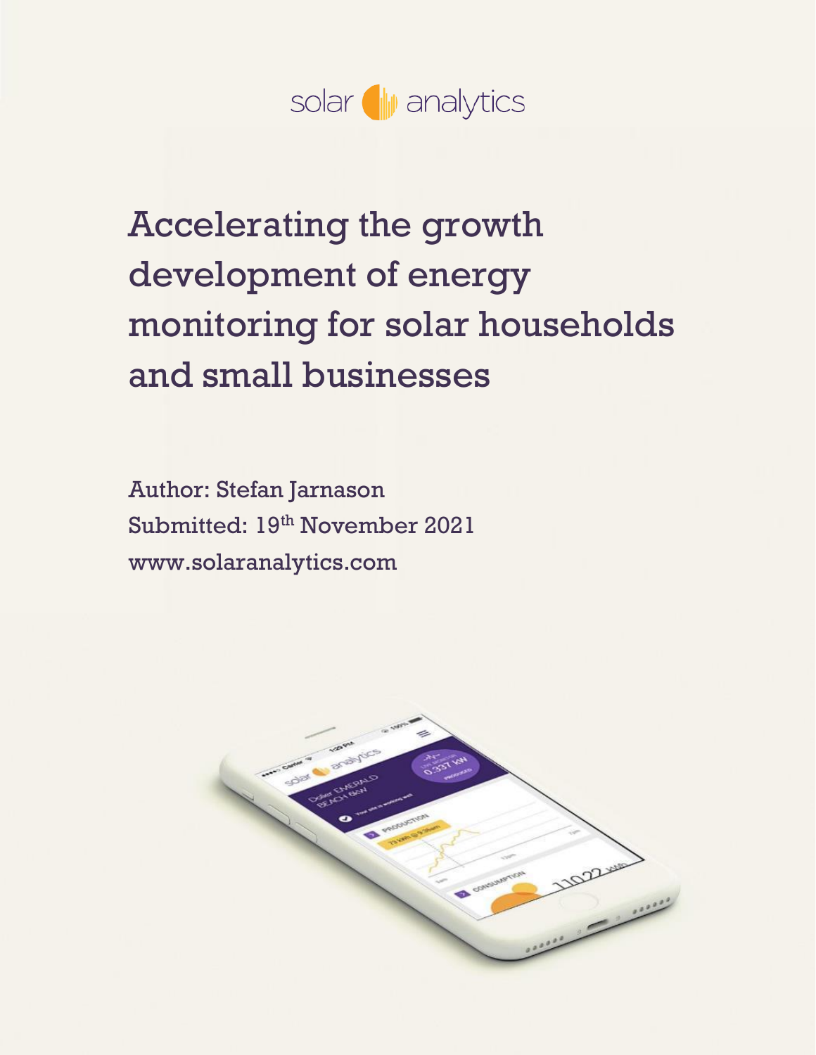solar analytics

# Accelerating the growth development of energy monitoring for solar households and small businesses

Author: Stefan Jarnason

Submitted: 19th November 2021

www.solaranalytics.com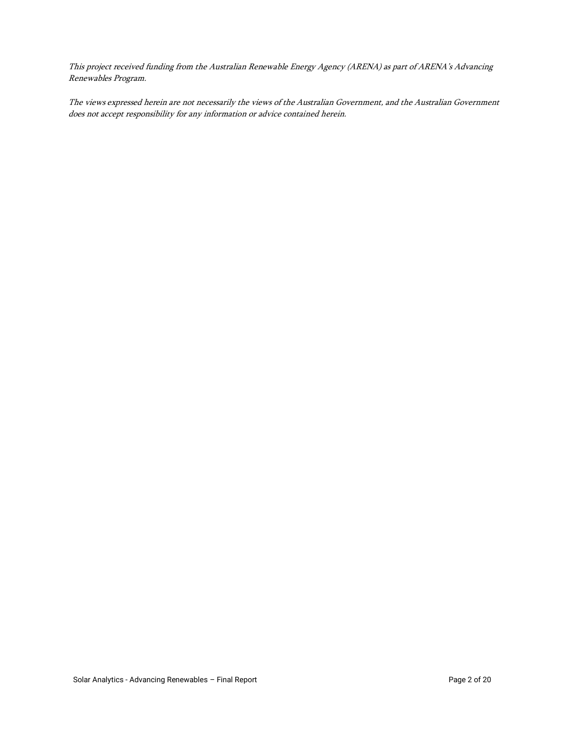*This project received funding from the Australian Renewable Energy Agency (ARENA) as part of ARENA's Advancing Renewables Program.*

*The views expressed herein are not necessarily the views of the Australian Government, and the Australian Government does not accept responsibility for any information or advice contained herein.*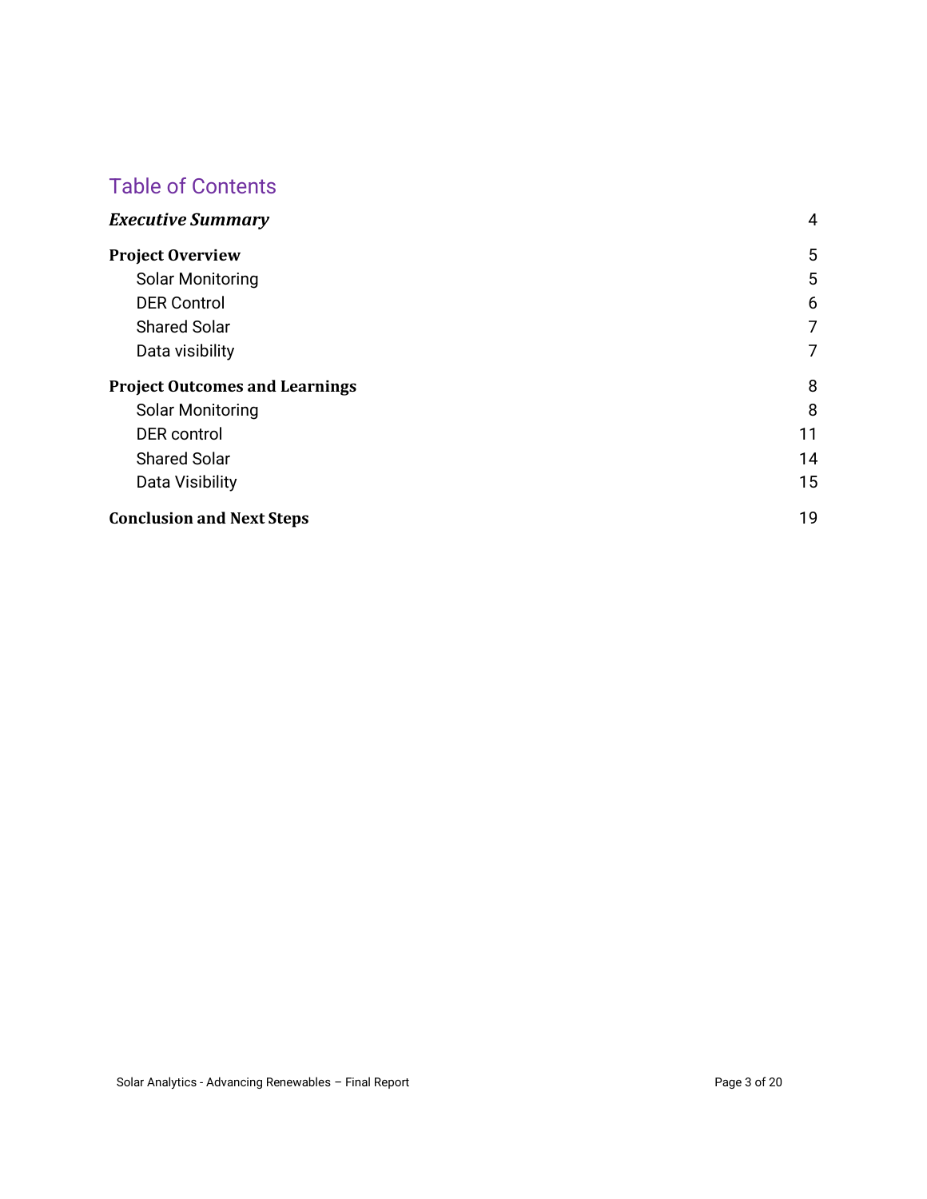# Table of Contents

| | |
|---|---|
| ***Executive Summary*** | 4 |
| **Project Overview** | 5 |
| Solar Monitoring | 5 |
| DER Control | 6 |
| Shared Solar | 7 |
| Data visibility | 7 |
| **Project Outcomes and Learnings** | 8 |
| Solar Monitoring | 8 |
| DER control | 11 |
| Shared Solar | 14 |
| Data Visibility | 15 |
| **Conclusion and Next Steps** | 19 |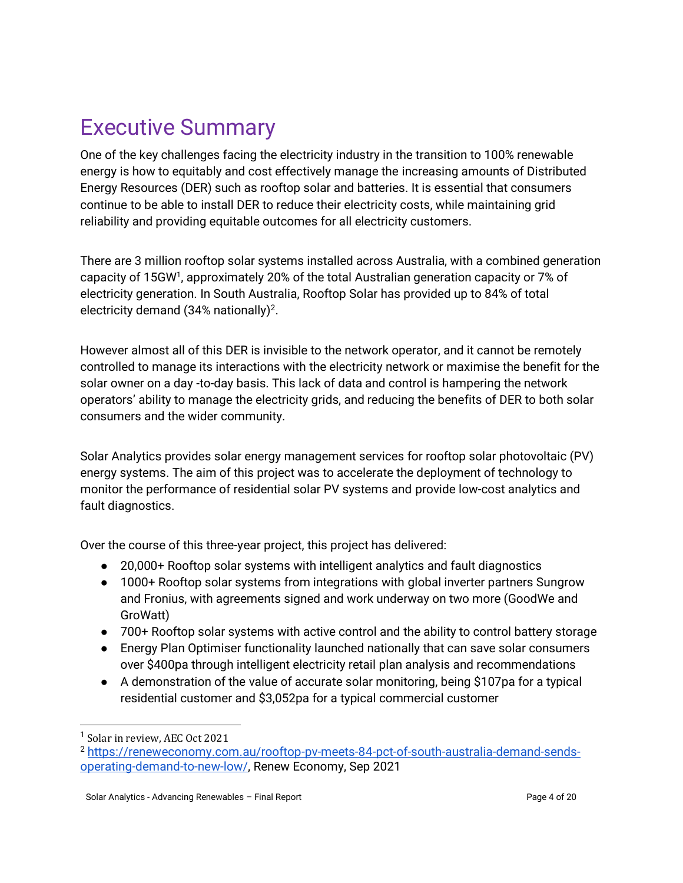# Executive Summary

One of the key challenges facing the electricity industry in the transition to 100% renewable energy is how to equitably and cost effectively manage the increasing amounts of Distributed Energy Resources (DER) such as rooftop solar and batteries. It is essential that consumers continue to be able to install DER to reduce their electricity costs, while maintaining grid reliability and providing equitable outcomes for all electricity customers.

There are 3 million rooftop solar systems installed across Australia, with a combined generation capacity of 15GW[1], approximately 20% of the total Australian generation capacity or 7% of electricity generation. In South Australia, Rooftop Solar has provided up to 84% of total electricity demand (34% nationally)[2].

However almost all of this DER is invisible to the network operator, and it cannot be remotely controlled to manage its interactions with the electricity network or maximise the benefit for the solar owner on a day -to-day basis. This lack of data and control is hampering the network operators' ability to manage the electricity grids, and reducing the benefits of DER to both solar consumers and the wider community.

Solar Analytics provides solar energy management services for rooftop solar photovoltaic (PV) energy systems. The aim of this project was to accelerate the deployment of technology to monitor the performance of residential solar PV systems and provide low-cost analytics and fault diagnostics.

Over the course of this three-year project, this project has delivered:

- 20,000+ Rooftop solar systems with intelligent analytics and fault diagnostics
- 1000+ Rooftop solar systems from integrations with global inverter partners Sungrow and Fronius, with agreements signed and work underway on two more (GoodWe and GroWatt)
- 700+ Rooftop solar systems with active control and the ability to control battery storage
- Energy Plan Optimiser functionality launched nationally that can save solar consumers over $400pa through intelligent electricity retail plan analysis and recommendations
- A demonstration of the value of accurate solar monitoring, being $107pa for a typical residential customer and $3,052pa for a typical commercial customer

[1] Solar in review, AEC Oct 2021

[2] https://reneweconomy.com.au/rooftop-pv-meets-84-pct-of-south-australia-demand-sends-operating-demand-to-new-low/, Renew Economy, Sep 2021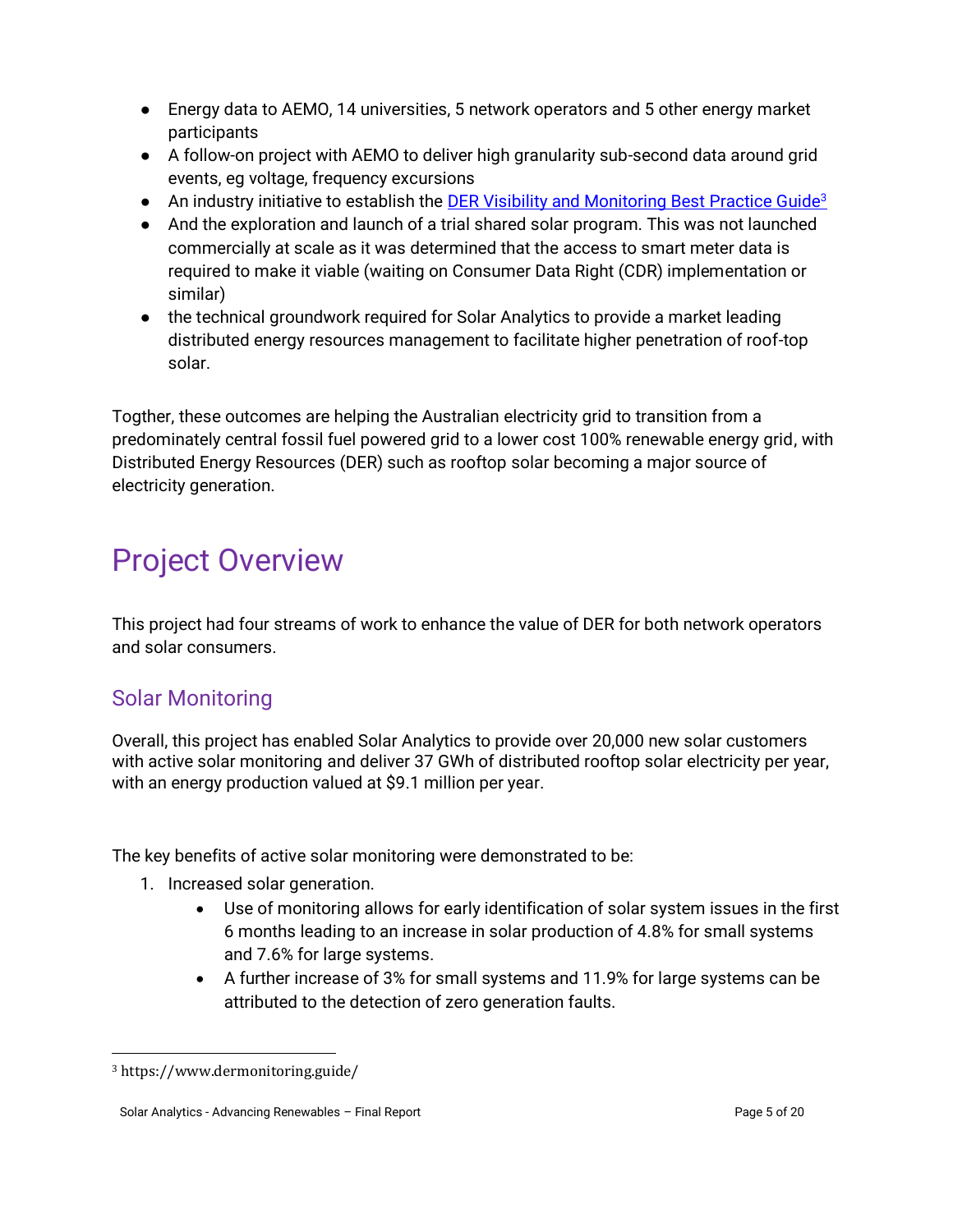- Energy data to AEMO, 14 universities, 5 network operators and 5 other energy market participants
- A follow-on project with AEMO to deliver high granularity sub-second data around grid events, eg voltage, frequency excursions
- An industry initiative to establish the [DER Visibility and Monitoring Best Practice Guide](https://www.dermonitoring.guide/)[3]
- And the exploration and launch of a trial shared solar program. This was not launched commercially at scale as it was determined that the access to smart meter data is required to make it viable (waiting on Consumer Data Right (CDR) implementation or similar)
- the technical groundwork required for Solar Analytics to provide a market leading distributed energy resources management to facilitate higher penetration of roof-top solar.

Togther, these outcomes are helping the Australian electricity grid to transition from a predominately central fossil fuel powered grid to a lower cost 100% renewable energy grid, with Distributed Energy Resources (DER) such as rooftop solar becoming a major source of electricity generation.

# Project Overview

This project had four streams of work to enhance the value of DER for both network operators and solar consumers.

## Solar Monitoring

Overall, this project has enabled Solar Analytics to provide over 20,000 new solar customers with active solar monitoring and deliver 37 GWh of distributed rooftop solar electricity per year, with an energy production valued at $9.1 million per year.

The key benefits of active solar monitoring were demonstrated to be:

1. Increased solar generation.
    - Use of monitoring allows for early identification of solar system issues in the first 6 months leading to an increase in solar production of 4.8% for small systems and 7.6% for large systems.
    - A further increase of 3% for small systems and 11.9% for large systems can be attributed to the detection of zero generation faults.

[3] https://www.dermonitoring.guide/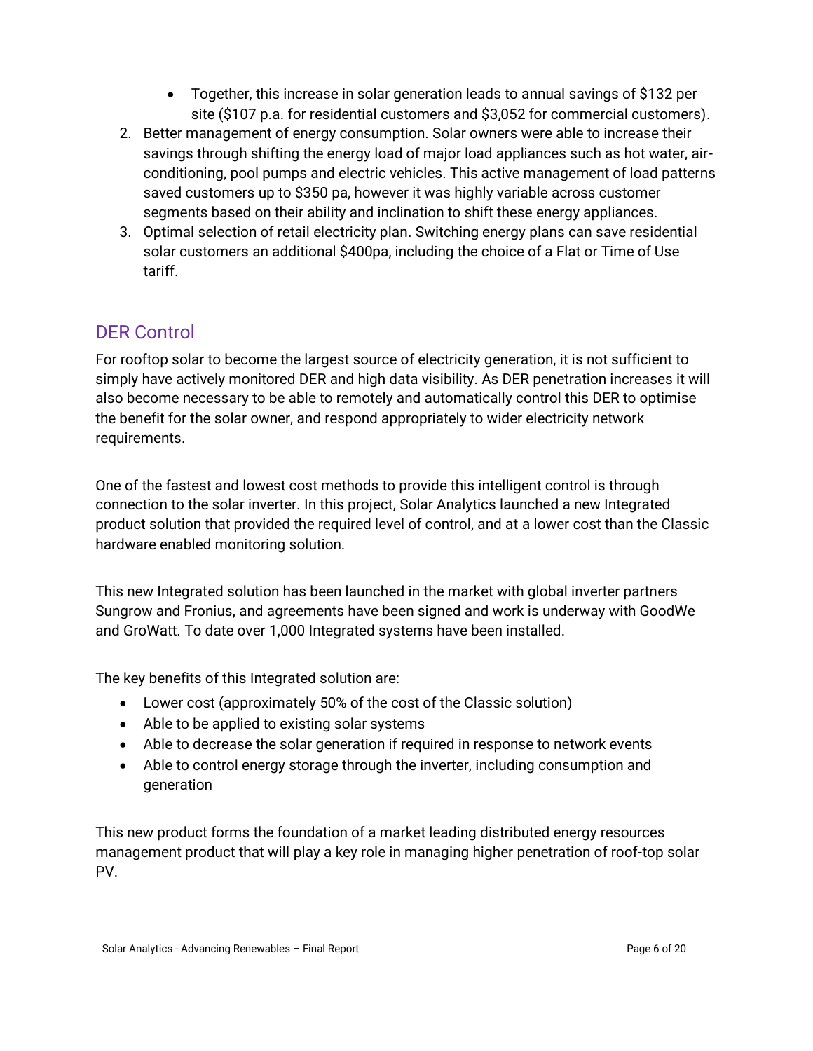- Together, this increase in solar generation leads to annual savings of $132 per site ($107 p.a. for residential customers and $3,052 for commercial customers).
2. Better management of energy consumption. Solar owners were able to increase their savings through shifting the energy load of major load appliances such as hot water, air-conditioning, pool pumps and electric vehicles. This active management of load patterns saved customers up to $350 pa, however it was highly variable across customer segments based on their ability and inclination to shift these energy appliances.
3. Optimal selection of retail electricity plan. Switching energy plans can save residential solar customers an additional $400pa, including the choice of a Flat or Time of Use tariff.

## DER Control

For rooftop solar to become the largest source of electricity generation, it is not sufficient to simply have actively monitored DER and high data visibility. As DER penetration increases it will also become necessary to be able to remotely and automatically control this DER to optimise the benefit for the solar owner, and respond appropriately to wider electricity network requirements.

One of the fastest and lowest cost methods to provide this intelligent control is through connection to the solar inverter. In this project, Solar Analytics launched a new Integrated product solution that provided the required level of control, and at a lower cost than the Classic hardware enabled monitoring solution.

This new Integrated solution has been launched in the market with global inverter partners Sungrow and Fronius, and agreements have been signed and work is underway with GoodWe and GroWatt. To date over 1,000 Integrated systems have been installed.

The key benefits of this Integrated solution are:

- Lower cost (approximately 50% of the cost of the Classic solution)
- Able to be applied to existing solar systems
- Able to decrease the solar generation if required in response to network events
- Able to control energy storage through the inverter, including consumption and generation

This new product forms the foundation of a market leading distributed energy resources management product that will play a key role in managing higher penetration of roof-top solar PV.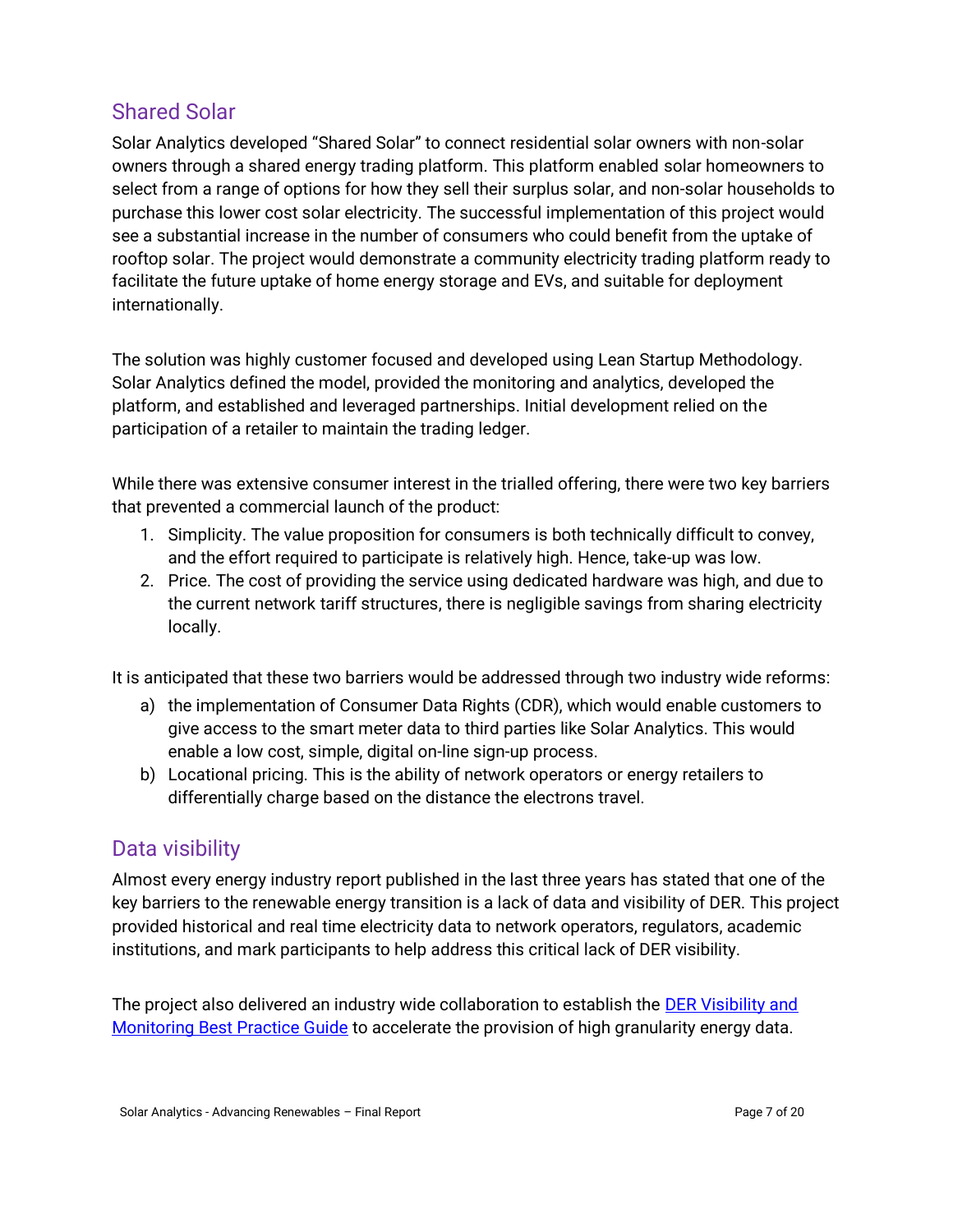## Shared Solar

Solar Analytics developed "Shared Solar" to connect residential solar owners with non-solar owners through a shared energy trading platform. This platform enabled solar homeowners to select from a range of options for how they sell their surplus solar, and non-solar households to purchase this lower cost solar electricity. The successful implementation of this project would see a substantial increase in the number of consumers who could benefit from the uptake of rooftop solar. The project would demonstrate a community electricity trading platform ready to facilitate the future uptake of home energy storage and EVs, and suitable for deployment internationally.

The solution was highly customer focused and developed using Lean Startup Methodology. Solar Analytics defined the model, provided the monitoring and analytics, developed the platform, and established and leveraged partnerships. Initial development relied on the participation of a retailer to maintain the trading ledger.

While there was extensive consumer interest in the trialled offering, there were two key barriers that prevented a commercial launch of the product:

1. Simplicity. The value proposition for consumers is both technically difficult to convey, and the effort required to participate is relatively high. Hence, take-up was low.
2. Price. The cost of providing the service using dedicated hardware was high, and due to the current network tariff structures, there is negligible savings from sharing electricity locally.

It is anticipated that these two barriers would be addressed through two industry wide reforms:

a) the implementation of Consumer Data Rights (CDR), which would enable customers to give access to the smart meter data to third parties like Solar Analytics. This would enable a low cost, simple, digital on-line sign-up process.

b) Locational pricing. This is the ability of network operators or energy retailers to differentially charge based on the distance the electrons travel.

## Data visibility

Almost every energy industry report published in the last three years has stated that one of the key barriers to the renewable energy transition is a lack of data and visibility of DER. This project provided historical and real time electricity data to network operators, regulators, academic institutions, and mark participants to help address this critical lack of DER visibility.

The project also delivered an industry wide collaboration to establish the [DER Visibility and Monitoring Best Practice Guide](#) to accelerate the provision of high granularity energy data.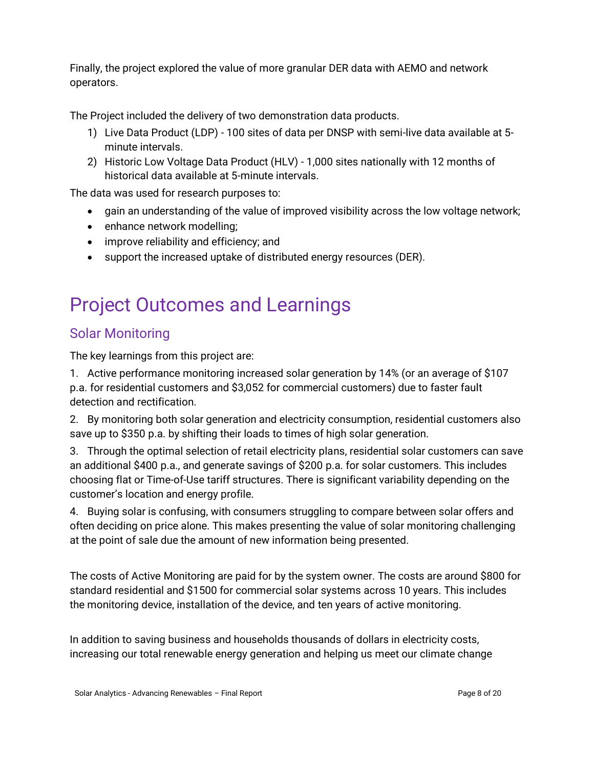Finally, the project explored the value of more granular DER data with AEMO and network operators.

The Project included the delivery of two demonstration data products.

1) Live Data Product (LDP) - 100 sites of data per DNSP with semi-live data available at 5-minute intervals.
2) Historic Low Voltage Data Product (HLV) - 1,000 sites nationally with 12 months of historical data available at 5-minute intervals.

The data was used for research purposes to:

- gain an understanding of the value of improved visibility across the low voltage network;
- enhance network modelling;
- improve reliability and efficiency; and
- support the increased uptake of distributed energy resources (DER).

# Project Outcomes and Learnings

## Solar Monitoring

The key learnings from this project are:

1. Active performance monitoring increased solar generation by 14% (or an average of $107 p.a. for residential customers and $3,052 for commercial customers) due to faster fault detection and rectification.

2. By monitoring both solar generation and electricity consumption, residential customers also save up to $350 p.a. by shifting their loads to times of high solar generation.

3. Through the optimal selection of retail electricity plans, residential solar customers can save an additional $400 p.a., and generate savings of $200 p.a. for solar customers. This includes choosing flat or Time-of-Use tariff structures. There is significant variability depending on the customer's location and energy profile.

4. Buying solar is confusing, with consumers struggling to compare between solar offers and often deciding on price alone. This makes presenting the value of solar monitoring challenging at the point of sale due the amount of new information being presented.

The costs of Active Monitoring are paid for by the system owner. The costs are around $800 for standard residential and $1500 for commercial solar systems across 10 years. This includes the monitoring device, installation of the device, and ten years of active monitoring.

In addition to saving business and households thousands of dollars in electricity costs, increasing our total renewable energy generation and helping us meet our climate change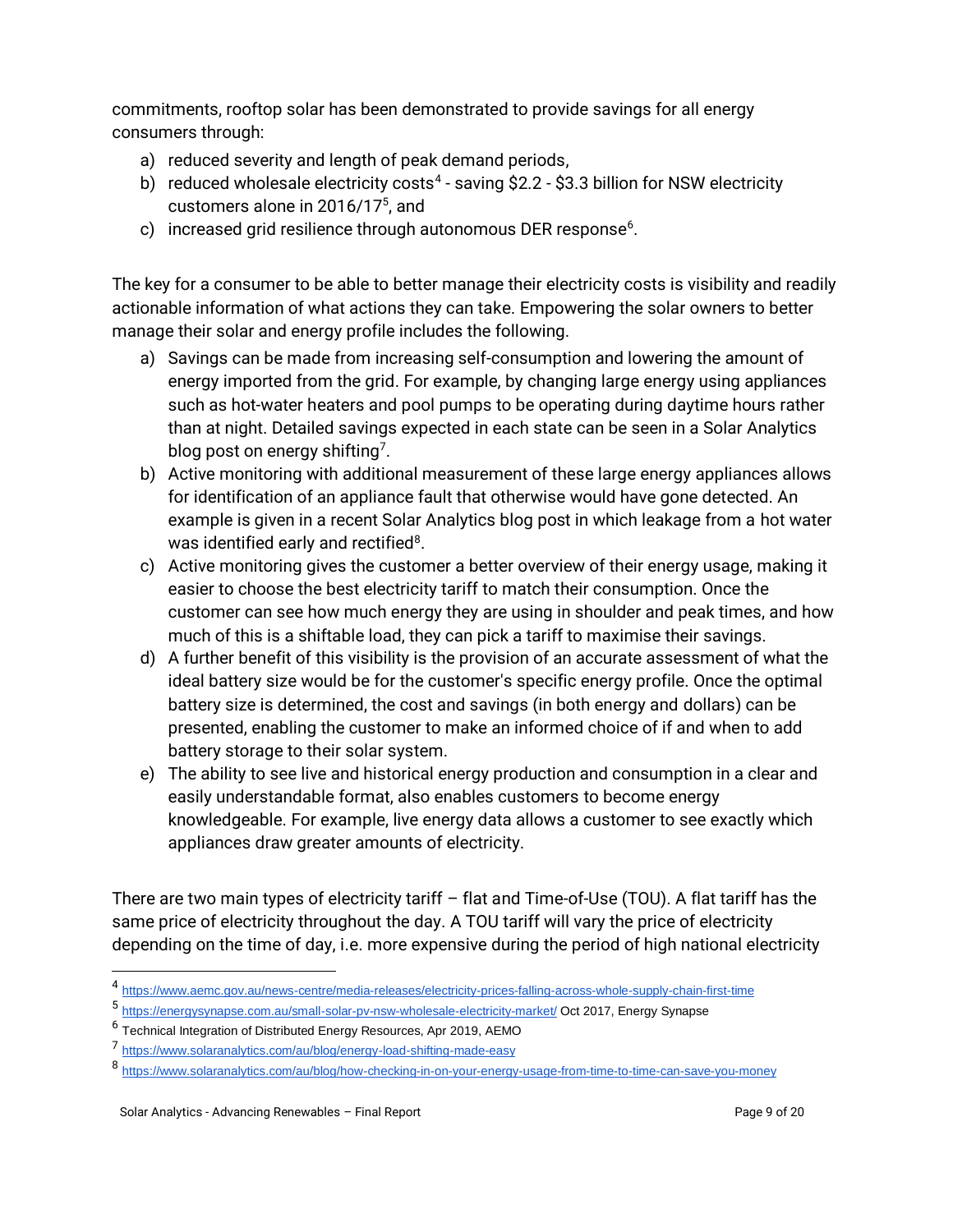commitments, rooftop solar has been demonstrated to provide savings for all energy consumers through:

a) reduced severity and length of peak demand periods,
b) reduced wholesale electricity costs[4] - saving $2.2 - $3.3 billion for NSW electricity customers alone in 2016/17[5], and
c) increased grid resilience through autonomous DER response[6].

The key for a consumer to be able to better manage their electricity costs is visibility and readily actionable information of what actions they can take. Empowering the solar owners to better manage their solar and energy profile includes the following.

a) Savings can be made from increasing self-consumption and lowering the amount of energy imported from the grid. For example, by changing large energy using appliances such as hot-water heaters and pool pumps to be operating during daytime hours rather than at night. Detailed savings expected in each state can be seen in a Solar Analytics blog post on energy shifting[7].
b) Active monitoring with additional measurement of these large energy appliances allows for identification of an appliance fault that otherwise would have gone detected. An example is given in a recent Solar Analytics blog post in which leakage from a hot water was identified early and rectified[8].
c) Active monitoring gives the customer a better overview of their energy usage, making it easier to choose the best electricity tariff to match their consumption. Once the customer can see how much energy they are using in shoulder and peak times, and how much of this is a shiftable load, they can pick a tariff to maximise their savings.
d) A further benefit of this visibility is the provision of an accurate assessment of what the ideal battery size would be for the customer's specific energy profile. Once the optimal battery size is determined, the cost and savings (in both energy and dollars) can be presented, enabling the customer to make an informed choice of if and when to add battery storage to their solar system.
e) The ability to see live and historical energy production and consumption in a clear and easily understandable format, also enables customers to become energy knowledgeable. For example, live energy data allows a customer to see exactly which appliances draw greater amounts of electricity.

There are two main types of electricity tariff – flat and Time-of-Use (TOU). A flat tariff has the same price of electricity throughout the day. A TOU tariff will vary the price of electricity depending on the time of day, i.e. more expensive during the period of high national electricity

---

[4] https://www.aemc.gov.au/news-centre/media-releases/electricity-prices-falling-across-whole-supply-chain-first-time

[5] https://energysynapse.com.au/small-solar-pv-nsw-wholesale-electricity-market/ Oct 2017, Energy Synapse

[6] Technical Integration of Distributed Energy Resources, Apr 2019, AEMO

[7] https://www.solaranalytics.com/au/blog/energy-load-shifting-made-easy

[8] https://www.solaranalytics.com/au/blog/how-checking-in-on-your-energy-usage-from-time-to-time-can-save-you-money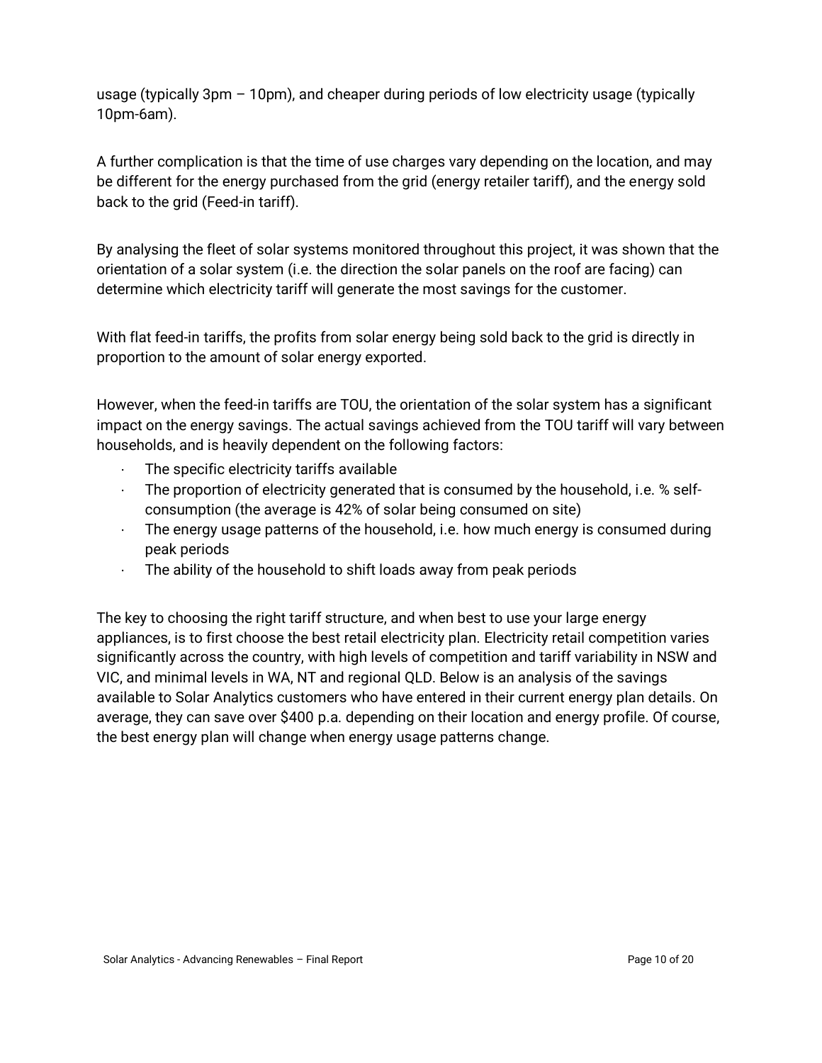usage (typically 3pm – 10pm), and cheaper during periods of low electricity usage (typically 10pm-6am).

A further complication is that the time of use charges vary depending on the location, and may be different for the energy purchased from the grid (energy retailer tariff), and the energy sold back to the grid (Feed-in tariff).

By analysing the fleet of solar systems monitored throughout this project, it was shown that the orientation of a solar system (i.e. the direction the solar panels on the roof are facing) can determine which electricity tariff will generate the most savings for the customer.

With flat feed-in tariffs, the profits from solar energy being sold back to the grid is directly in proportion to the amount of solar energy exported.

However, when the feed-in tariffs are TOU, the orientation of the solar system has a significant impact on the energy savings. The actual savings achieved from the TOU tariff will vary between households, and is heavily dependent on the following factors:

- The specific electricity tariffs available
- The proportion of electricity generated that is consumed by the household, i.e. % self-consumption (the average is 42% of solar being consumed on site)
- The energy usage patterns of the household, i.e. how much energy is consumed during peak periods
- The ability of the household to shift loads away from peak periods

The key to choosing the right tariff structure, and when best to use your large energy appliances, is to first choose the best retail electricity plan. Electricity retail competition varies significantly across the country, with high levels of competition and tariff variability in NSW and VIC, and minimal levels in WA, NT and regional QLD. Below is an analysis of the savings available to Solar Analytics customers who have entered in their current energy plan details. On average, they can save over $400 p.a. depending on their location and energy profile. Of course, the best energy plan will change when energy usage patterns change.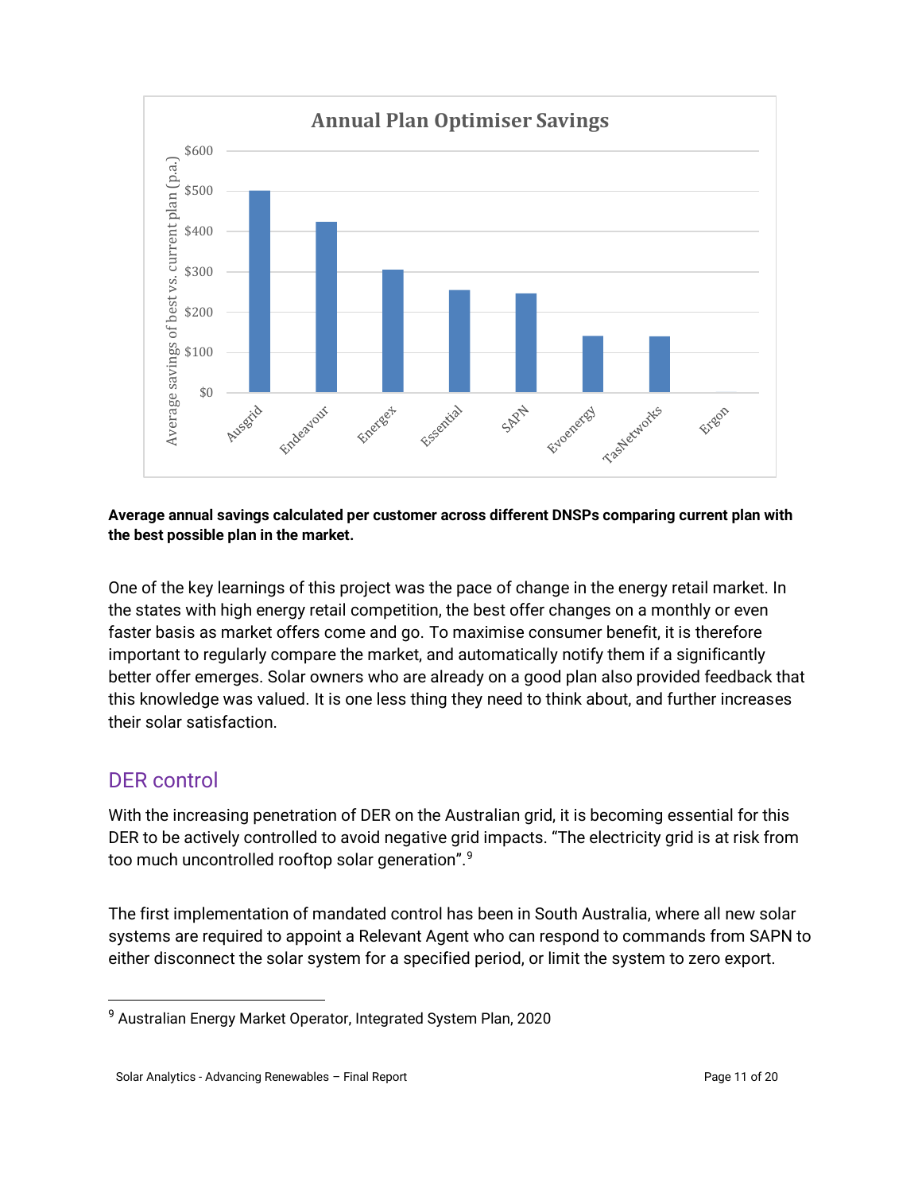Average annual savings calculated per customer across different DNSPs comparing current plan with the best possible plan in the market.

One of the key learnings of this project was the pace of change in the energy retail market. In the states with high energy retail competition, the best offer changes on a monthly or even faster basis as market offers come and go. To maximise consumer benefit, it is therefore important to regularly compare the market, and automatically notify them if a significantly better offer emerges. Solar owners who are already on a good plan also provided feedback that this knowledge was valued. It is one less thing they need to think about, and further increases their solar satisfaction.

## DER control

With the increasing penetration of DER on the Australian grid, it is becoming essential for this DER to be actively controlled to avoid negative grid impacts. "The electricity grid is at risk from too much uncontrolled rooftop solar generation".[9]

The first implementation of mandated control has been in South Australia, where all new solar systems are required to appoint a Relevant Agent who can respond to commands from SAPN to either disconnect the solar system for a specified period, or limit the system to zero export.

[9] Australian Energy Market Operator, Integrated System Plan, 2020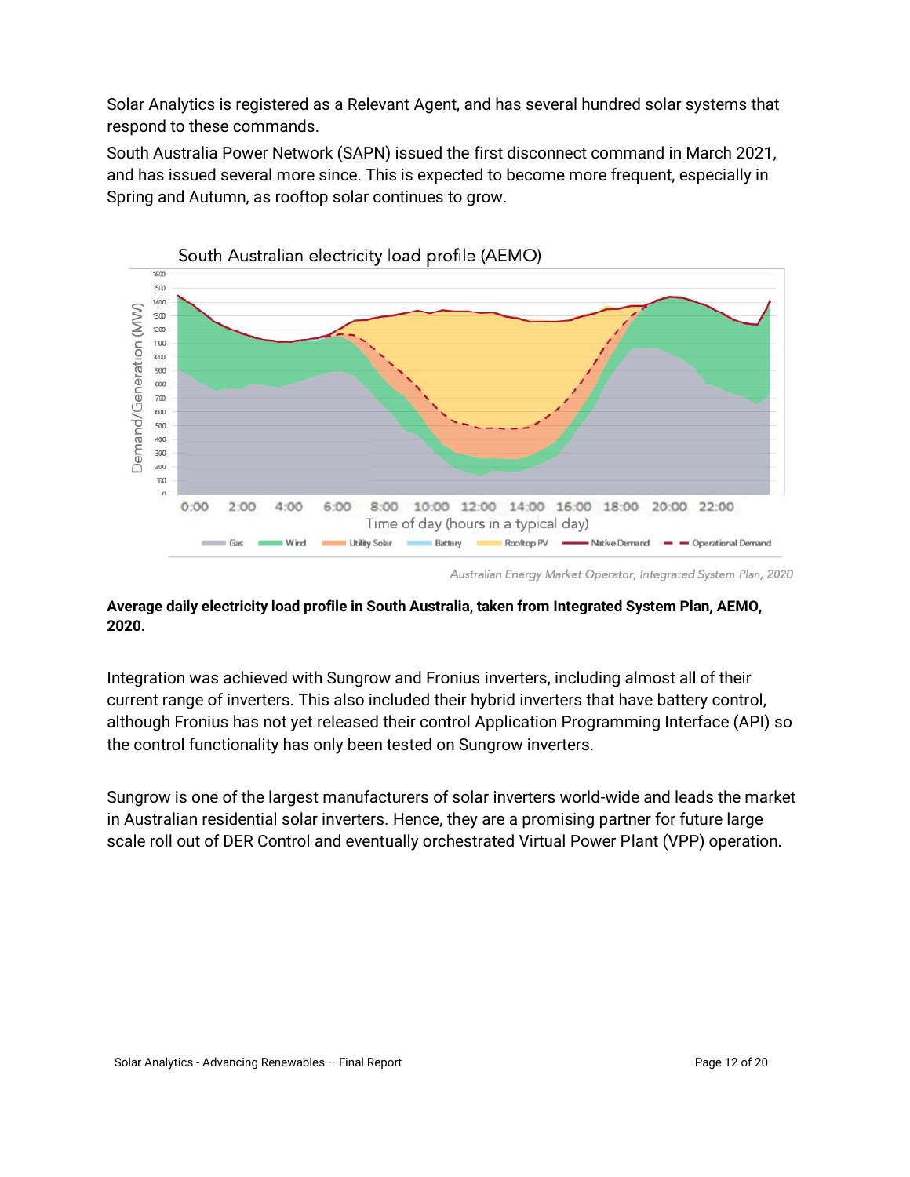Solar Analytics is registered as a Relevant Agent, and has several hundred solar systems that respond to these commands.

South Australia Power Network (SAPN) issued the first disconnect command in March 2021, and has issued several more since. This is expected to become more frequent, especially in Spring and Autumn, as rooftop solar continues to grow.

*Australian Energy Market Operator, Integrated System Plan, 2020*

**Average daily electricity load profile in South Australia, taken from Integrated System Plan, AEMO, 2020.**

Integration was achieved with Sungrow and Fronius inverters, including almost all of their current range of inverters. This also included their hybrid inverters that have battery control, although Fronius has not yet released their control Application Programming Interface (API) so the control functionality has only been tested on Sungrow inverters.

Sungrow is one of the largest manufacturers of solar inverters world-wide and leads the market in Australian residential solar inverters. Hence, they are a promising partner for future large scale roll out of DER Control and eventually orchestrated Virtual Power Plant (VPP) operation.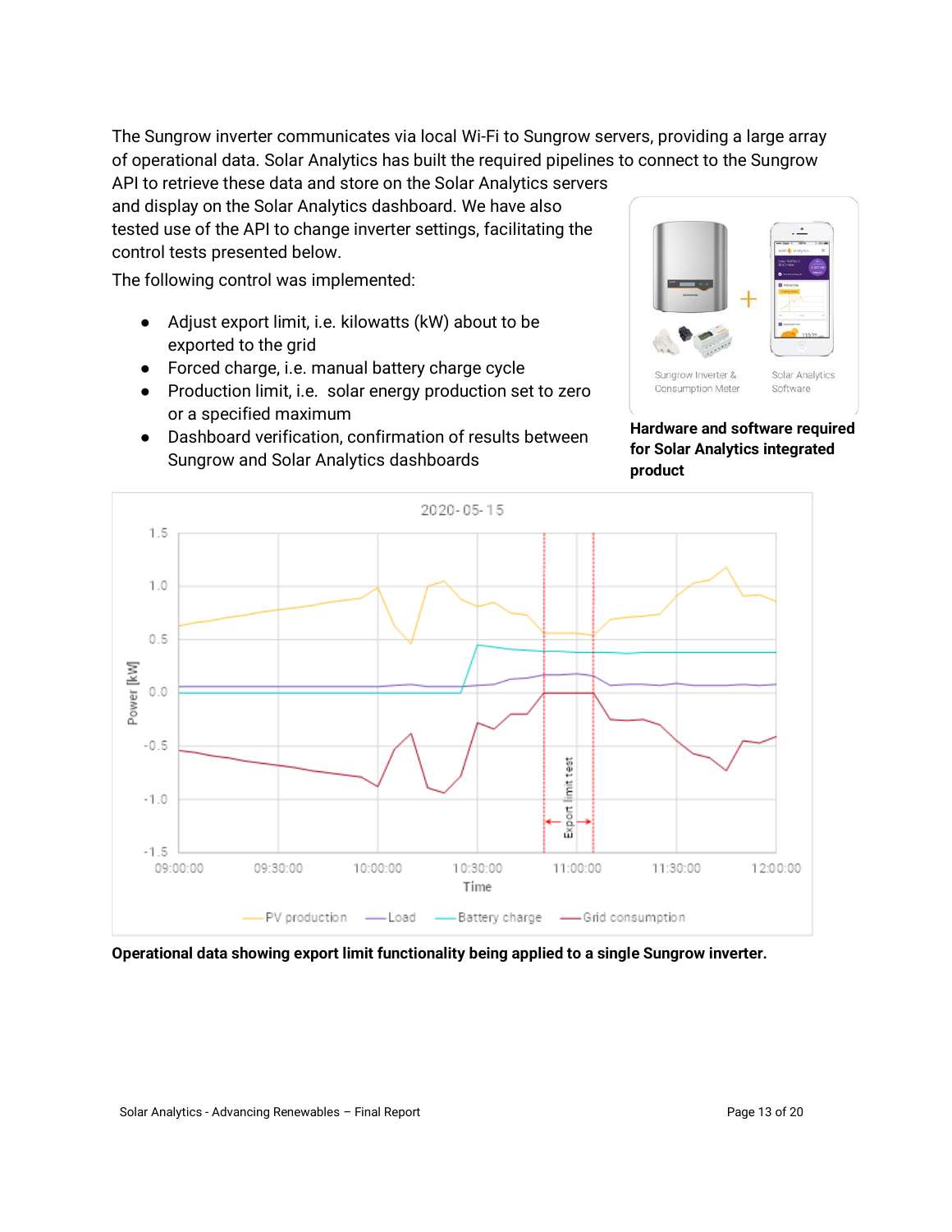The Sungrow inverter communicates via local Wi-Fi to Sungrow servers, providing a large array of operational data. Solar Analytics has built the required pipelines to connect to the Sungrow API to retrieve these data and store on the Solar Analytics servers and display on the Solar Analytics dashboard. We have also tested use of the API to change inverter settings, facilitating the control tests presented below.

The following control was implemented:

- Adjust export limit, i.e. kilowatts (kW) about to be exported to the grid
- Forced charge, i.e. manual battery charge cycle
- Production limit, i.e. solar energy production set to zero or a specified maximum
- Dashboard verification, confirmation of results between Sungrow and Solar Analytics dashboards

**Hardware and software required for Solar Analytics integrated product**

**Operational data showing export limit functionality being applied to a single Sungrow inverter.**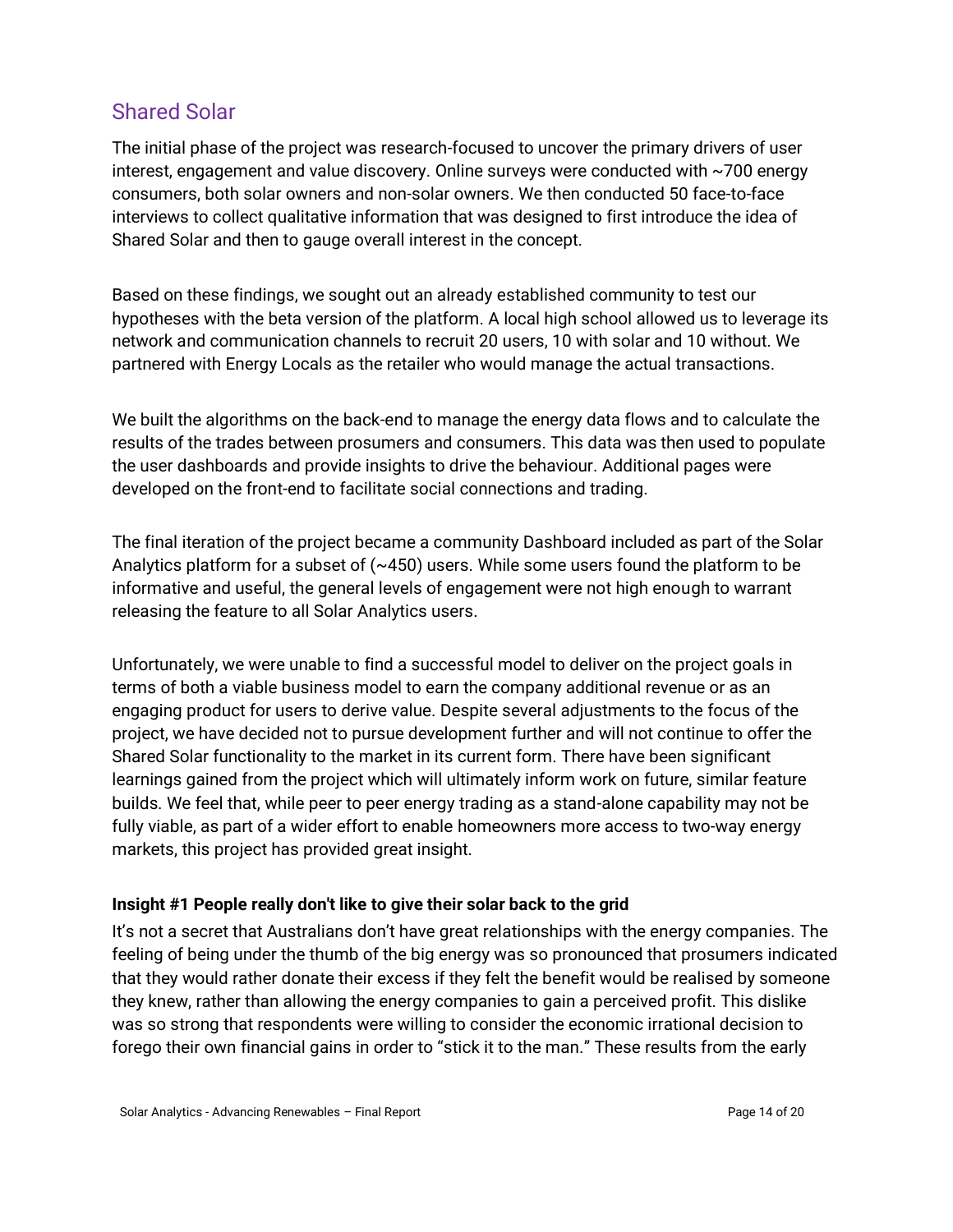## Shared Solar

The initial phase of the project was research-focused to uncover the primary drivers of user interest, engagement and value discovery. Online surveys were conducted with ~700 energy consumers, both solar owners and non-solar owners. We then conducted 50 face-to-face interviews to collect qualitative information that was designed to first introduce the idea of Shared Solar and then to gauge overall interest in the concept.

Based on these findings, we sought out an already established community to test our hypotheses with the beta version of the platform. A local high school allowed us to leverage its network and communication channels to recruit 20 users, 10 with solar and 10 without. We partnered with Energy Locals as the retailer who would manage the actual transactions.

We built the algorithms on the back-end to manage the energy data flows and to calculate the results of the trades between prosumers and consumers. This data was then used to populate the user dashboards and provide insights to drive the behaviour. Additional pages were developed on the front-end to facilitate social connections and trading.

The final iteration of the project became a community Dashboard included as part of the Solar Analytics platform for a subset of (~450) users. While some users found the platform to be informative and useful, the general levels of engagement were not high enough to warrant releasing the feature to all Solar Analytics users.

Unfortunately, we were unable to find a successful model to deliver on the project goals in terms of both a viable business model to earn the company additional revenue or as an engaging product for users to derive value. Despite several adjustments to the focus of the project, we have decided not to pursue development further and will not continue to offer the Shared Solar functionality to the market in its current form. There have been significant learnings gained from the project which will ultimately inform work on future, similar feature builds. We feel that, while peer to peer energy trading as a stand-alone capability may not be fully viable, as part of a wider effort to enable homeowners more access to two-way energy markets, this project has provided great insight.

**Insight #1 People really don't like to give their solar back to the grid**

It's not a secret that Australians don't have great relationships with the energy companies. The feeling of being under the thumb of the big energy was so pronounced that prosumers indicated that they would rather donate their excess if they felt the benefit would be realised by someone they knew, rather than allowing the energy companies to gain a perceived profit. This dislike was so strong that respondents were willing to consider the economic irrational decision to forego their own financial gains in order to "stick it to the man." These results from the early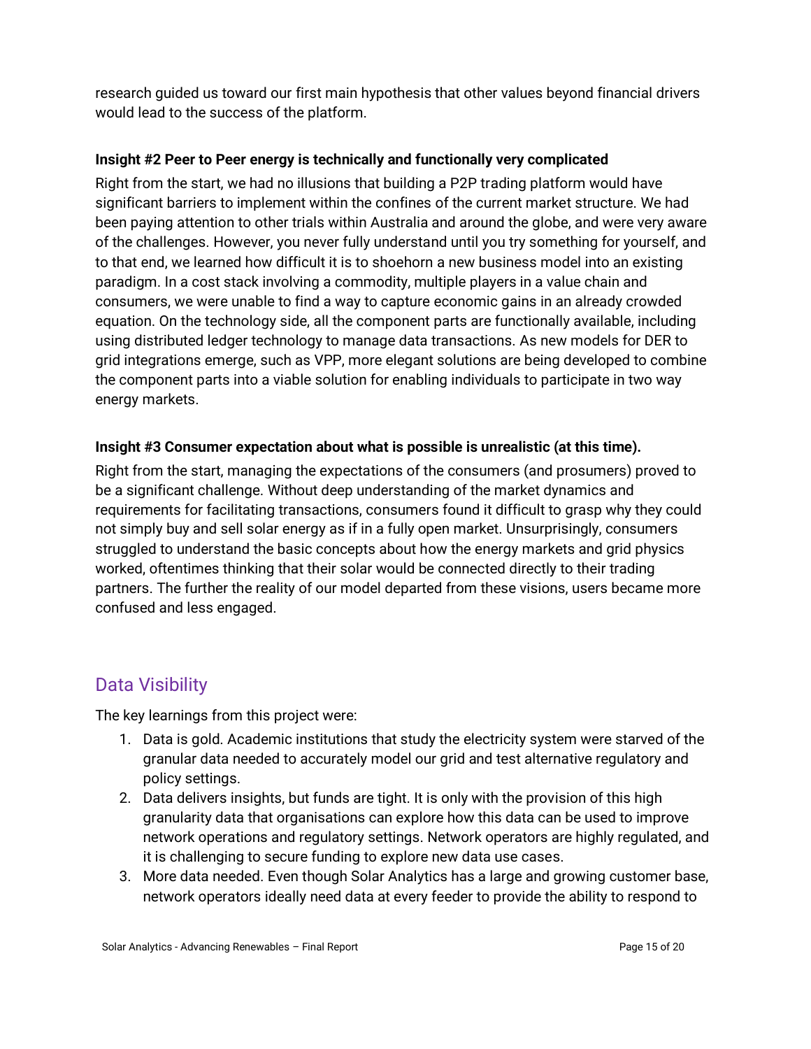research guided us toward our first main hypothesis that other values beyond financial drivers would lead to the success of the platform.

**Insight #2 Peer to Peer energy is technically and functionally very complicated**

Right from the start, we had no illusions that building a P2P trading platform would have significant barriers to implement within the confines of the current market structure. We had been paying attention to other trials within Australia and around the globe, and were very aware of the challenges. However, you never fully understand until you try something for yourself, and to that end, we learned how difficult it is to shoehorn a new business model into an existing paradigm. In a cost stack involving a commodity, multiple players in a value chain and consumers, we were unable to find a way to capture economic gains in an already crowded equation. On the technology side, all the component parts are functionally available, including using distributed ledger technology to manage data transactions. As new models for DER to grid integrations emerge, such as VPP, more elegant solutions are being developed to combine the component parts into a viable solution for enabling individuals to participate in two way energy markets.

**Insight #3 Consumer expectation about what is possible is unrealistic (at this time).**

Right from the start, managing the expectations of the consumers (and prosumers) proved to be a significant challenge. Without deep understanding of the market dynamics and requirements for facilitating transactions, consumers found it difficult to grasp why they could not simply buy and sell solar energy as if in a fully open market. Unsurprisingly, consumers struggled to understand the basic concepts about how the energy markets and grid physics worked, oftentimes thinking that their solar would be connected directly to their trading partners. The further the reality of our model departed from these visions, users became more confused and less engaged.

## Data Visibility

The key learnings from this project were:

1. Data is gold. Academic institutions that study the electricity system were starved of the granular data needed to accurately model our grid and test alternative regulatory and policy settings.
2. Data delivers insights, but funds are tight. It is only with the provision of this high granularity data that organisations can explore how this data can be used to improve network operations and regulatory settings. Network operators are highly regulated, and it is challenging to secure funding to explore new data use cases.
3. More data needed. Even though Solar Analytics has a large and growing customer base, network operators ideally need data at every feeder to provide the ability to respond to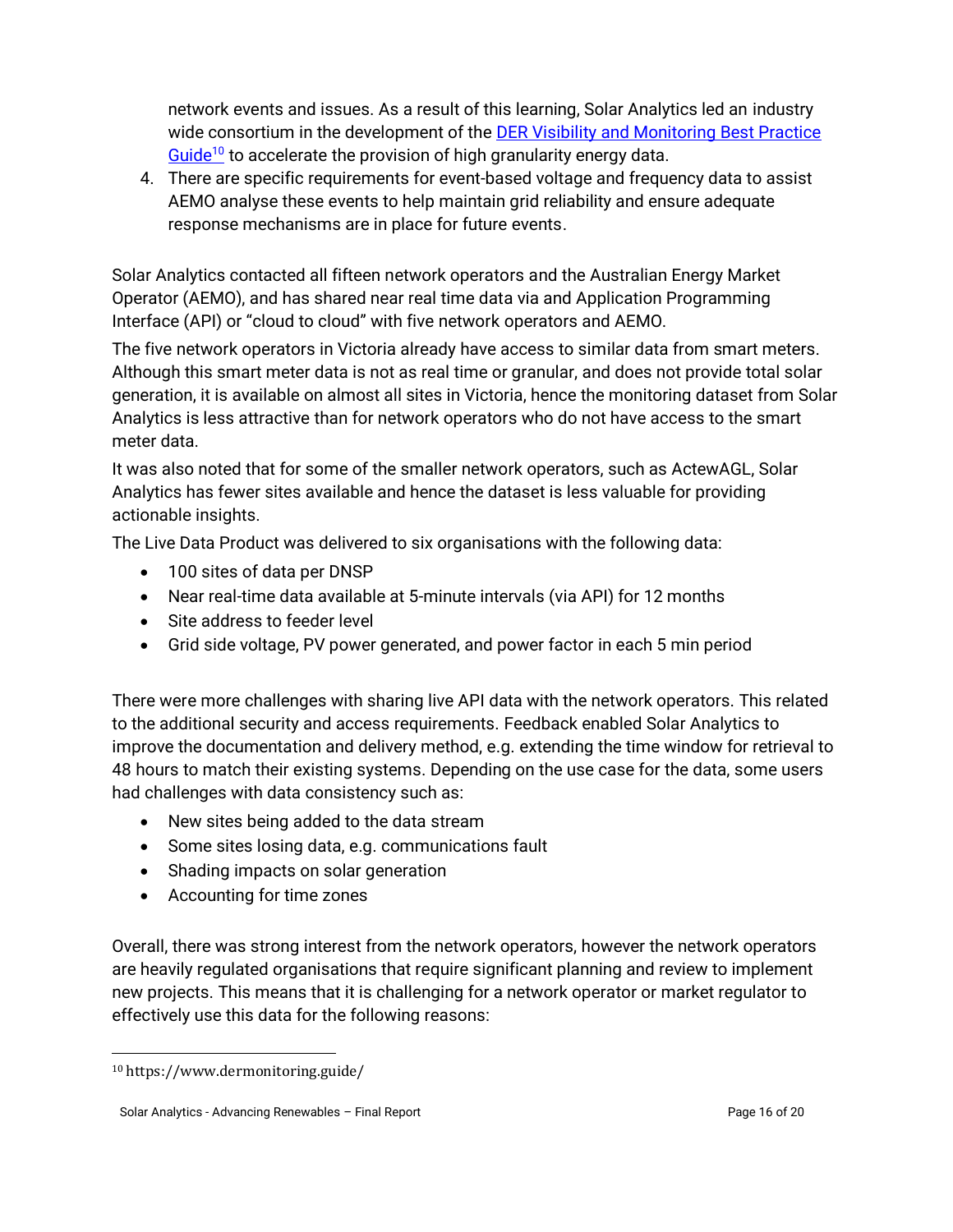network events and issues. As a result of this learning, Solar Analytics led an industry wide consortium in the development of the DER Visibility and Monitoring Best Practice Guide[10] to accelerate the provision of high granularity energy data.

4. There are specific requirements for event-based voltage and frequency data to assist AEMO analyse these events to help maintain grid reliability and ensure adequate response mechanisms are in place for future events.

Solar Analytics contacted all fifteen network operators and the Australian Energy Market Operator (AEMO), and has shared near real time data via and Application Programming Interface (API) or "cloud to cloud" with five network operators and AEMO.

The five network operators in Victoria already have access to similar data from smart meters. Although this smart meter data is not as real time or granular, and does not provide total solar generation, it is available on almost all sites in Victoria, hence the monitoring dataset from Solar Analytics is less attractive than for network operators who do not have access to the smart meter data.

It was also noted that for some of the smaller network operators, such as ActewAGL, Solar Analytics has fewer sites available and hence the dataset is less valuable for providing actionable insights.

The Live Data Product was delivered to six organisations with the following data:

- 100 sites of data per DNSP
- Near real-time data available at 5-minute intervals (via API) for 12 months
- Site address to feeder level
- Grid side voltage, PV power generated, and power factor in each 5 min period

There were more challenges with sharing live API data with the network operators. This related to the additional security and access requirements. Feedback enabled Solar Analytics to improve the documentation and delivery method, e.g. extending the time window for retrieval to 48 hours to match their existing systems. Depending on the use case for the data, some users had challenges with data consistency such as:

- New sites being added to the data stream
- Some sites losing data, e.g. communications fault
- Shading impacts on solar generation
- Accounting for time zones

Overall, there was strong interest from the network operators, however the network operators are heavily regulated organisations that require significant planning and review to implement new projects. This means that it is challenging for a network operator or market regulator to effectively use this data for the following reasons:

[10] https://www.dermonitoring.guide/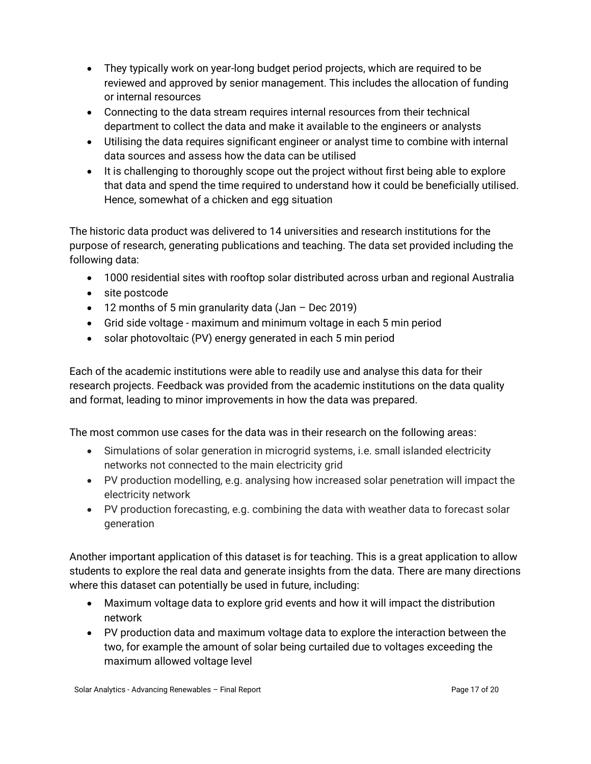- They typically work on year-long budget period projects, which are required to be reviewed and approved by senior management. This includes the allocation of funding or internal resources
- Connecting to the data stream requires internal resources from their technical department to collect the data and make it available to the engineers or analysts
- Utilising the data requires significant engineer or analyst time to combine with internal data sources and assess how the data can be utilised
- It is challenging to thoroughly scope out the project without first being able to explore that data and spend the time required to understand how it could be beneficially utilised. Hence, somewhat of a chicken and egg situation

The historic data product was delivered to 14 universities and research institutions for the purpose of research, generating publications and teaching. The data set provided including the following data:

- 1000 residential sites with rooftop solar distributed across urban and regional Australia
- site postcode
- 12 months of 5 min granularity data (Jan – Dec 2019)
- Grid side voltage - maximum and minimum voltage in each 5 min period
- solar photovoltaic (PV) energy generated in each 5 min period

Each of the academic institutions were able to readily use and analyse this data for their research projects. Feedback was provided from the academic institutions on the data quality and format, leading to minor improvements in how the data was prepared.

The most common use cases for the data was in their research on the following areas:

- Simulations of solar generation in microgrid systems, i.e. small islanded electricity networks not connected to the main electricity grid
- PV production modelling, e.g. analysing how increased solar penetration will impact the electricity network
- PV production forecasting, e.g. combining the data with weather data to forecast solar generation

Another important application of this dataset is for teaching. This is a great application to allow students to explore the real data and generate insights from the data. There are many directions where this dataset can potentially be used in future, including:

- Maximum voltage data to explore grid events and how it will impact the distribution network
- PV production data and maximum voltage data to explore the interaction between the two, for example the amount of solar being curtailed due to voltages exceeding the maximum allowed voltage level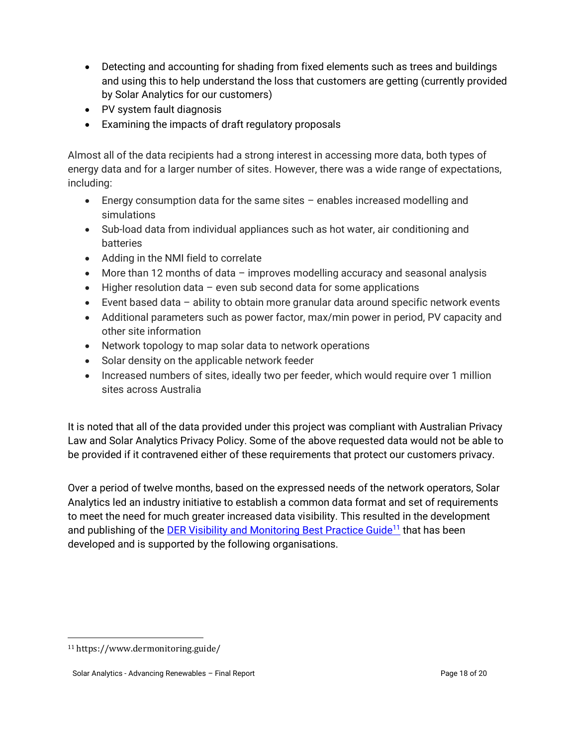- Detecting and accounting for shading from fixed elements such as trees and buildings and using this to help understand the loss that customers are getting (currently provided by Solar Analytics for our customers)
- PV system fault diagnosis
- Examining the impacts of draft regulatory proposals

Almost all of the data recipients had a strong interest in accessing more data, both types of energy data and for a larger number of sites. However, there was a wide range of expectations, including:

- Energy consumption data for the same sites – enables increased modelling and simulations
- Sub-load data from individual appliances such as hot water, air conditioning and batteries
- Adding in the NMI field to correlate
- More than 12 months of data – improves modelling accuracy and seasonal analysis
- Higher resolution data – even sub second data for some applications
- Event based data – ability to obtain more granular data around specific network events
- Additional parameters such as power factor, max/min power in period, PV capacity and other site information
- Network topology to map solar data to network operations
- Solar density on the applicable network feeder
- Increased numbers of sites, ideally two per feeder, which would require over 1 million sites across Australia

It is noted that all of the data provided under this project was compliant with Australian Privacy Law and Solar Analytics Privacy Policy. Some of the above requested data would not be able to be provided if it contravened either of these requirements that protect our customers privacy.

Over a period of twelve months, based on the expressed needs of the network operators, Solar Analytics led an industry initiative to establish a common data format and set of requirements to meet the need for much greater increased data visibility. This resulted in the development and publishing of the DER Visibility and Monitoring Best Practice Guide[11] that has been developed and is supported by the following organisations.

[11] https://www.dermonitoring.guide/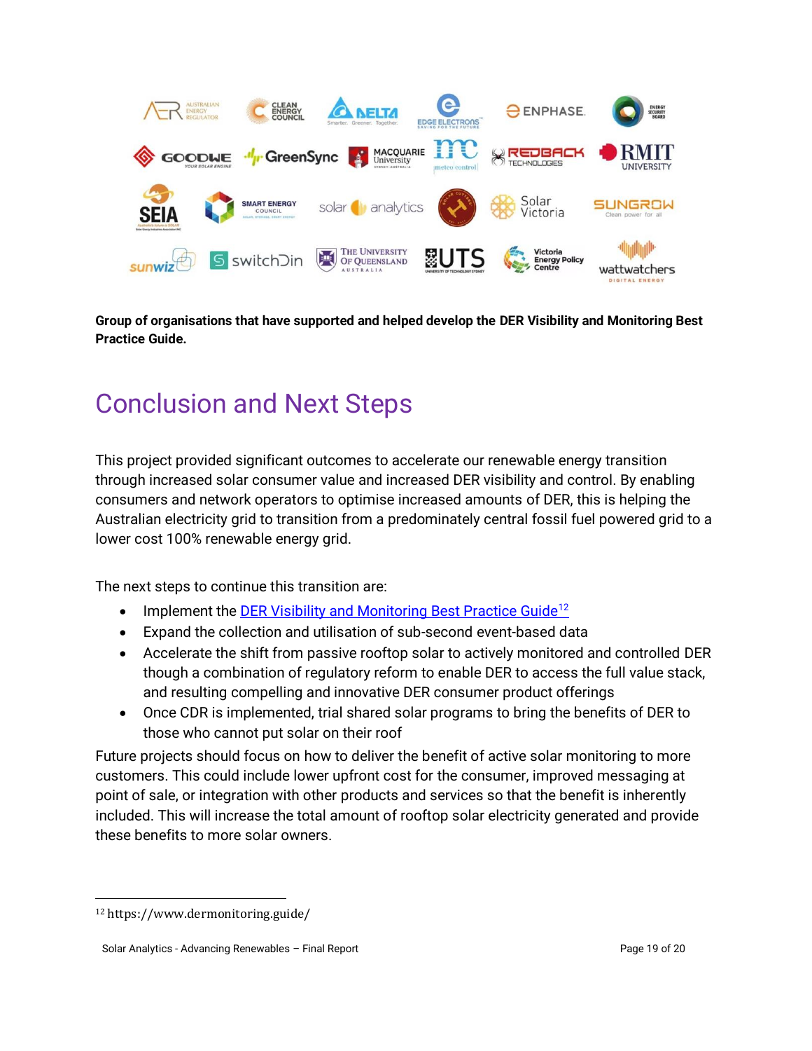**Group of organisations that have supported and helped develop the DER Visibility and Monitoring Best Practice Guide.**

# Conclusion and Next Steps

This project provided significant outcomes to accelerate our renewable energy transition through increased solar consumer value and increased DER visibility and control. By enabling consumers and network operators to optimise increased amounts of DER, this is helping the Australian electricity grid to transition from a predominately central fossil fuel powered grid to a lower cost 100% renewable energy grid.

The next steps to continue this transition are:

- Implement the [DER Visibility and Monitoring Best Practice Guide][12]
- Expand the collection and utilisation of sub-second event-based data
- Accelerate the shift from passive rooftop solar to actively monitored and controlled DER though a combination of regulatory reform to enable DER to access the full value stack, and resulting compelling and innovative DER consumer product offerings
- Once CDR is implemented, trial shared solar programs to bring the benefits of DER to those who cannot put solar on their roof

Future projects should focus on how to deliver the benefit of active solar monitoring to more customers. This could include lower upfront cost for the consumer, improved messaging at point of sale, or integration with other products and services so that the benefit is inherently included. This will increase the total amount of rooftop solar electricity generated and provide these benefits to more solar owners.

---

[12] https://www.dermonitoring.guide/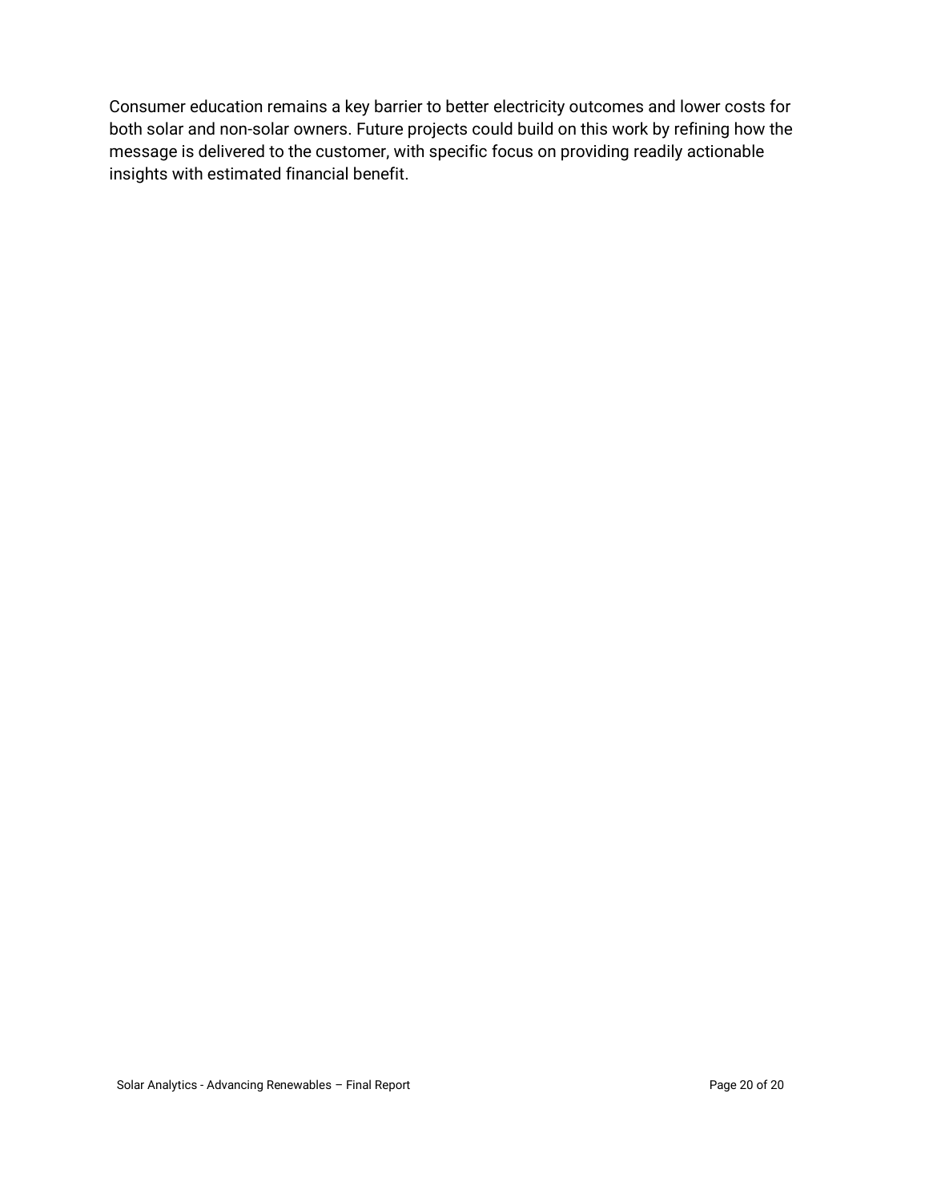Consumer education remains a key barrier to better electricity outcomes and lower costs for both solar and non-solar owners. Future projects could build on this work by refining how the message is delivered to the customer, with specific focus on providing readily actionable insights with estimated financial benefit.